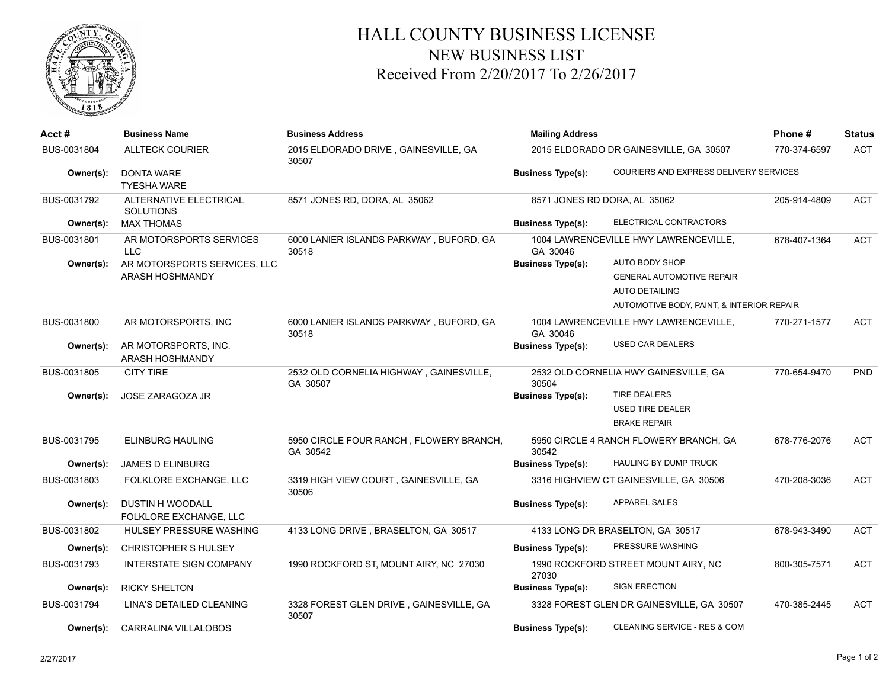# HALL COUNTY BUSINESS LICENSE

## NEW BUSINESS LIST

## Received From 2/20/2017 To 2/26/2017

| Acct # | Business Name | Business Address | Mailing Address | | Phone # | Status |
|---|---|---|---|---|---|---|
| BUS-0031804 | ALLTECK COURIER | 2015 ELDORADO DRIVE , GAINESVILLE, GA 30507 | 2015 ELDORADO DR GAINESVILLE, GA 30507 | | 770-374-6597 | ACT |
| **Owner(s):** | DONTA WARE<br>TYESHA WARE | | **Business Type(s):** | COURIERS AND EXPRESS DELIVERY SERVICES | | |
| BUS-0031792 | ALTERNATIVE ELECTRICAL SOLUTIONS | 8571 JONES RD, DORA, AL 35062 | 8571 JONES RD DORA, AL 35062 | | 205-914-4809 | ACT |
| **Owner(s):** | MAX THOMAS | | **Business Type(s):** | ELECTRICAL CONTRACTORS | | |
| BUS-0031801 | AR MOTORSPORTS SERVICES LLC | 6000 LANIER ISLANDS PARKWAY , BUFORD, GA 30518 | 1004 LAWRENCEVILLE HWY LAWRENCEVILLE, GA 30046 | | 678-407-1364 | ACT |
| **Owner(s):** | AR MOTORSPORTS SERVICES, LLC<br>ARASH HOSHMANDY | | **Business Type(s):** | AUTO BODY SHOP<br>GENERAL AUTOMOTIVE REPAIR<br>AUTO DETAILING<br>AUTOMOTIVE BODY, PAINT, & INTERIOR REPAIR | | |
| BUS-0031800 | AR MOTORSPORTS, INC | 6000 LANIER ISLANDS PARKWAY , BUFORD, GA 30518 | 1004 LAWRENCEVILLE HWY LAWRENCEVILLE, GA 30046 | | 770-271-1577 | ACT |
| **Owner(s):** | AR MOTORSPORTS, INC.<br>ARASH HOSHMANDY | | **Business Type(s):** | USED CAR DEALERS | | |
| BUS-0031805 | CITY TIRE | 2532 OLD CORNELIA HIGHWAY , GAINESVILLE, GA 30507 | 2532 OLD CORNELIA HWY GAINESVILLE, GA 30504 | | 770-654-9470 | PND |
| **Owner(s):** | JOSE ZARAGOZA JR | | **Business Type(s):** | TIRE DEALERS<br>USED TIRE DEALER<br>BRAKE REPAIR | | |
| BUS-0031795 | ELINBURG HAULING | 5950 CIRCLE FOUR RANCH , FLOWERY BRANCH, GA 30542 | 5950 CIRCLE 4 RANCH FLOWERY BRANCH, GA 30542 | | 678-776-2076 | ACT |
| **Owner(s):** | JAMES D ELINBURG | | **Business Type(s):** | HAULING BY DUMP TRUCK | | |
| BUS-0031803 | FOLKLORE EXCHANGE, LLC | 3319 HIGH VIEW COURT , GAINESVILLE, GA 30506 | 3316 HIGHVIEW CT GAINESVILLE, GA 30506 | | 470-208-3036 | ACT |
| **Owner(s):** | DUSTIN H WOODALL<br>FOLKLORE EXCHANGE, LLC | | **Business Type(s):** | APPAREL SALES | | |
| BUS-0031802 | HULSEY PRESSURE WASHING | 4133 LONG DRIVE , BRASELTON, GA 30517 | 4133 LONG DR BRASELTON, GA 30517 | | 678-943-3490 | ACT |
| **Owner(s):** | CHRISTOPHER S HULSEY | | **Business Type(s):** | PRESSURE WASHING | | |
| BUS-0031793 | INTERSTATE SIGN COMPANY | 1990 ROCKFORD ST, MOUNT AIRY, NC 27030 | 1990 ROCKFORD STREET MOUNT AIRY, NC 27030 | | 800-305-7571 | ACT |
| **Owner(s):** | RICKY SHELTON | | **Business Type(s):** | SIGN ERECTION | | |
| BUS-0031794 | LINA'S DETAILED CLEANING | 3328 FOREST GLEN DRIVE , GAINESVILLE, GA 30507 | 3328 FOREST GLEN DR GAINESVILLE, GA 30507 | | 470-385-2445 | ACT |
| **Owner(s):** | CARRALINA VILLALOBOS | | **Business Type(s):** | CLEANING SERVICE - RES & COM | | |

2/27/2017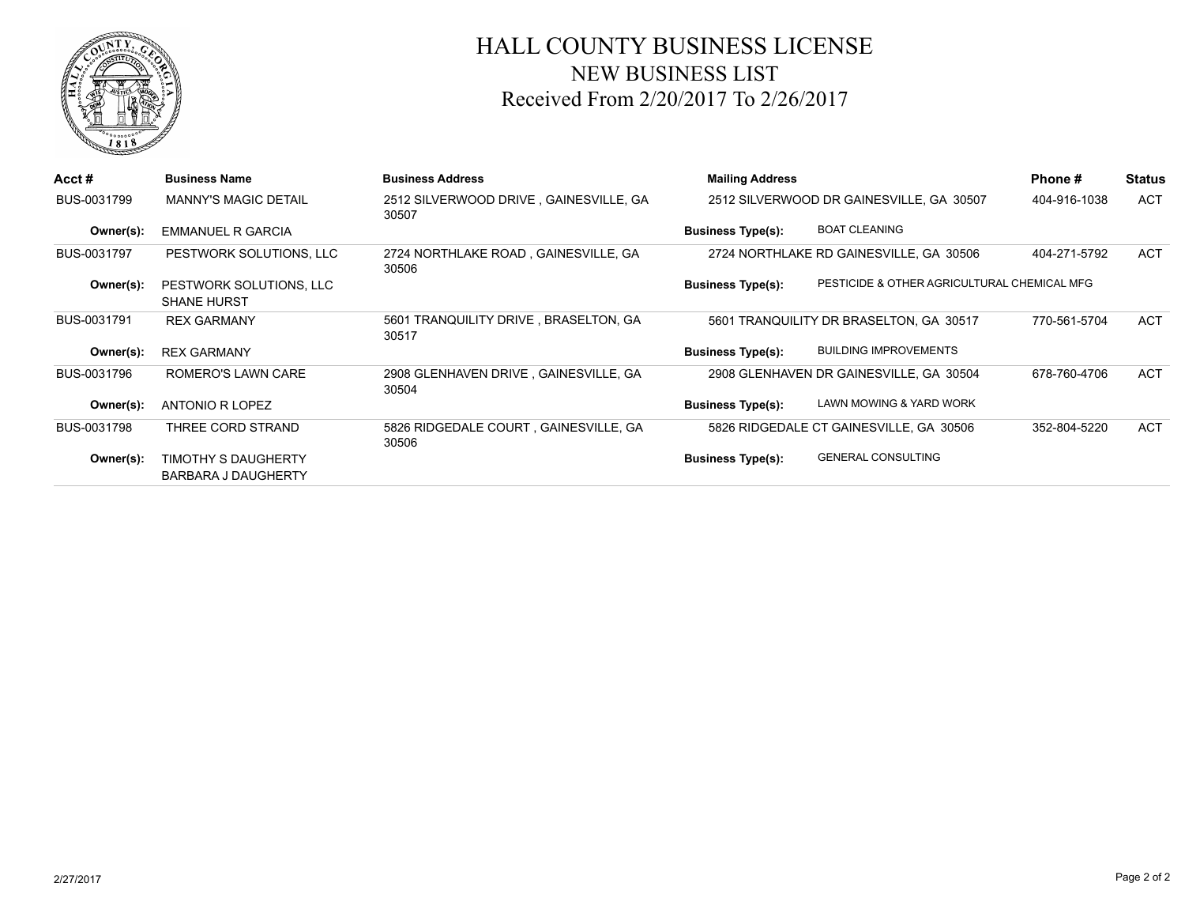# HALL COUNTY BUSINESS LICENSE
## NEW BUSINESS LIST
## Received From 2/20/2017 To 2/26/2017

| Acct # | Business Name | Business Address | Mailing Address | | Phone # | Status |
|---|---|---|---|---|---|---|
| BUS-0031799 | MANNY'S MAGIC DETAIL | 2512 SILVERWOOD DRIVE , GAINESVILLE, GA 30507 | 2512 SILVERWOOD DR GAINESVILLE, GA 30507 | | 404-916-1038 | ACT |
| **Owner(s):** | EMMANUEL R GARCIA | | **Business Type(s):** | BOAT CLEANING | | |
| BUS-0031797 | PESTWORK SOLUTIONS, LLC | 2724 NORTHLAKE ROAD , GAINESVILLE, GA 30506 | 2724 NORTHLAKE RD GAINESVILLE, GA 30506 | | 404-271-5792 | ACT |
| **Owner(s):** | PESTWORK SOLUTIONS, LLC<br>SHANE HURST | | **Business Type(s):** | PESTICIDE & OTHER AGRICULTURAL CHEMICAL MFG | | |
| BUS-0031791 | REX GARMANY | 5601 TRANQUILITY DRIVE , BRASELTON, GA 30517 | 5601 TRANQUILITY DR BRASELTON, GA 30517 | | 770-561-5704 | ACT |
| **Owner(s):** | REX GARMANY | | **Business Type(s):** | BUILDING IMPROVEMENTS | | |
| BUS-0031796 | ROMERO'S LAWN CARE | 2908 GLENHAVEN DRIVE , GAINESVILLE, GA 30504 | 2908 GLENHAVEN DR GAINESVILLE, GA 30504 | | 678-760-4706 | ACT |
| **Owner(s):** | ANTONIO R LOPEZ | | **Business Type(s):** | LAWN MOWING & YARD WORK | | |
| BUS-0031798 | THREE CORD STRAND | 5826 RIDGEDALE COURT , GAINESVILLE, GA 30506 | 5826 RIDGEDALE CT GAINESVILLE, GA 30506 | | 352-804-5220 | ACT |
| **Owner(s):** | TIMOTHY S DAUGHERTY<br>BARBARA J DAUGHERTY | | **Business Type(s):** | GENERAL CONSULTING | | |

2/27/2017